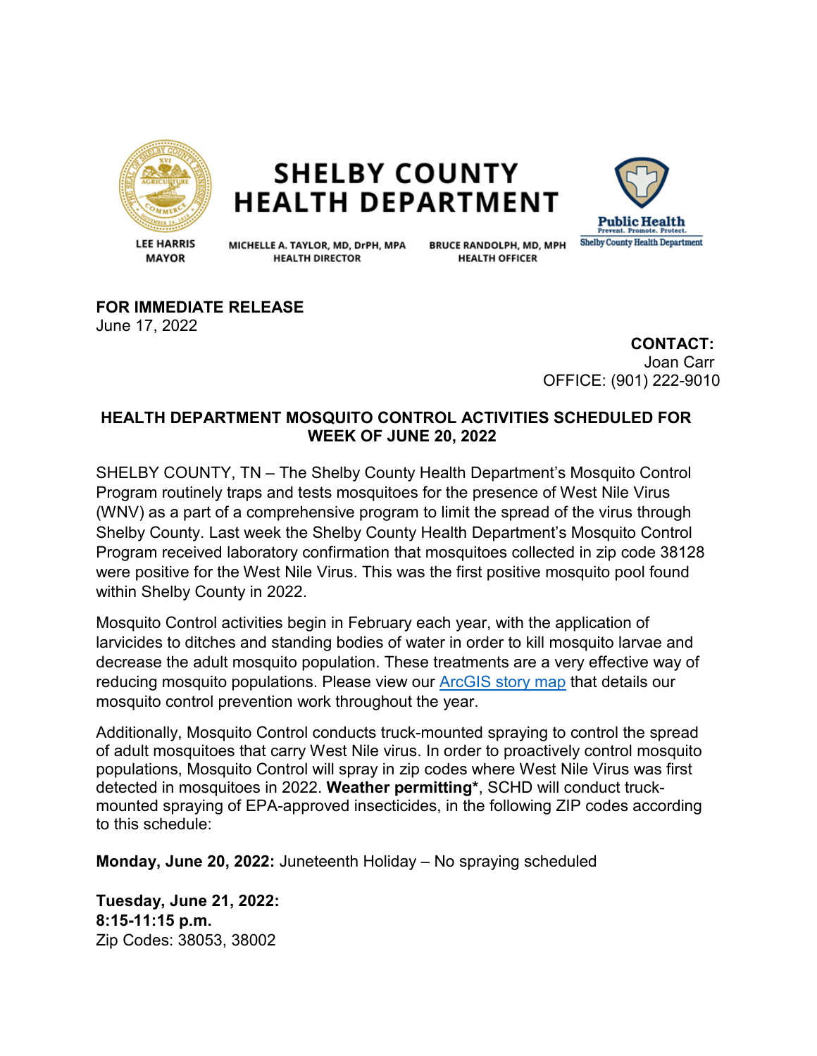# SHELBY COUNTY HEALTH DEPARTMENT

**LEE HARRIS**
**MAYOR**

**MICHELLE A. TAYLOR, MD, DrPH, MPA**
**HEALTH DIRECTOR**

**BRUCE RANDOLPH, MD, MPH**
**HEALTH OFFICER**

**Public Health**
**Prevent. Promote. Protect.**
**Shelby County Health Department**

**FOR IMMEDIATE RELEASE**
June 17, 2022

**CONTACT:**
Joan Carr
OFFICE: (901) 222-9010

## HEALTH DEPARTMENT MOSQUITO CONTROL ACTIVITIES SCHEDULED FOR WEEK OF JUNE 20, 2022

SHELBY COUNTY, TN – The Shelby County Health Department's Mosquito Control Program routinely traps and tests mosquitoes for the presence of West Nile Virus (WNV) as a part of a comprehensive program to limit the spread of the virus through Shelby County. Last week the Shelby County Health Department's Mosquito Control Program received laboratory confirmation that mosquitoes collected in zip code 38128 were positive for the West Nile Virus. This was the first positive mosquito pool found within Shelby County in 2022.

Mosquito Control activities begin in February each year, with the application of larvicides to ditches and standing bodies of water in order to kill mosquito larvae and decrease the adult mosquito population. These treatments are a very effective way of reducing mosquito populations. Please view our ArcGIS story map that details our mosquito control prevention work throughout the year.

Additionally, Mosquito Control conducts truck-mounted spraying to control the spread of adult mosquitoes that carry West Nile virus. In order to proactively control mosquito populations, Mosquito Control will spray in zip codes where West Nile Virus was first detected in mosquitoes in 2022. **Weather permitting***, SCHD will conduct truck-mounted spraying of EPA-approved insecticides, in the following ZIP codes according to this schedule:

**Monday, June 20, 2022:** Juneteenth Holiday – No spraying scheduled

**Tuesday, June 21, 2022:**
**8:15-11:15 p.m.**
Zip Codes: 38053, 38002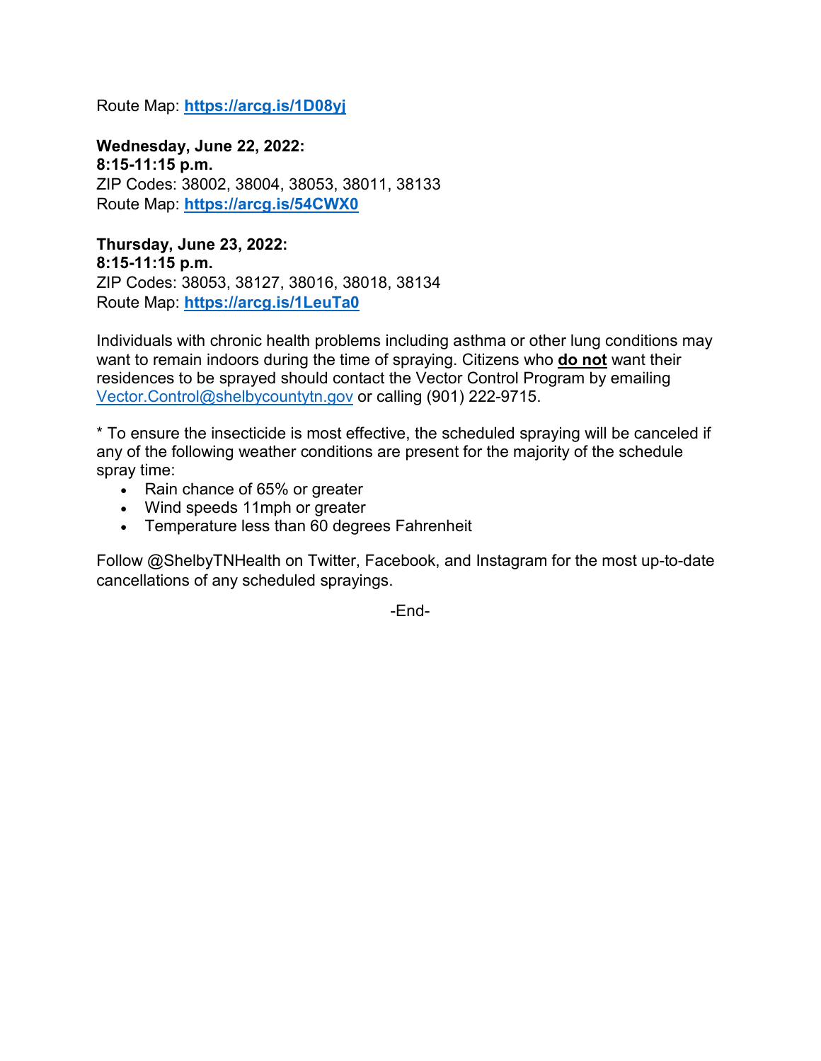Route Map: **https://arcg.is/1D08yj**

**Wednesday, June 22, 2022:**
**8:15-11:15 p.m.**
ZIP Codes: 38002, 38004, 38053, 38011, 38133
Route Map: **https://arcg.is/54CWX0**

**Thursday, June 23, 2022:**
**8:15-11:15 p.m.**
ZIP Codes: 38053, 38127, 38016, 38018, 38134
Route Map: **https://arcg.is/1LeuTa0**

Individuals with chronic health problems including asthma or other lung conditions may want to remain indoors during the time of spraying. Citizens who **do not** want their residences to be sprayed should contact the Vector Control Program by emailing Vector.Control@shelbycountytn.gov or calling (901) 222-9715.

* To ensure the insecticide is most effective, the scheduled spraying will be canceled if any of the following weather conditions are present for the majority of the schedule spray time:

- Rain chance of 65% or greater
- Wind speeds 11mph or greater
- Temperature less than 60 degrees Fahrenheit

Follow @ShelbyTNHealth on Twitter, Facebook, and Instagram for the most up-to-date cancellations of any scheduled sprayings.

-End-